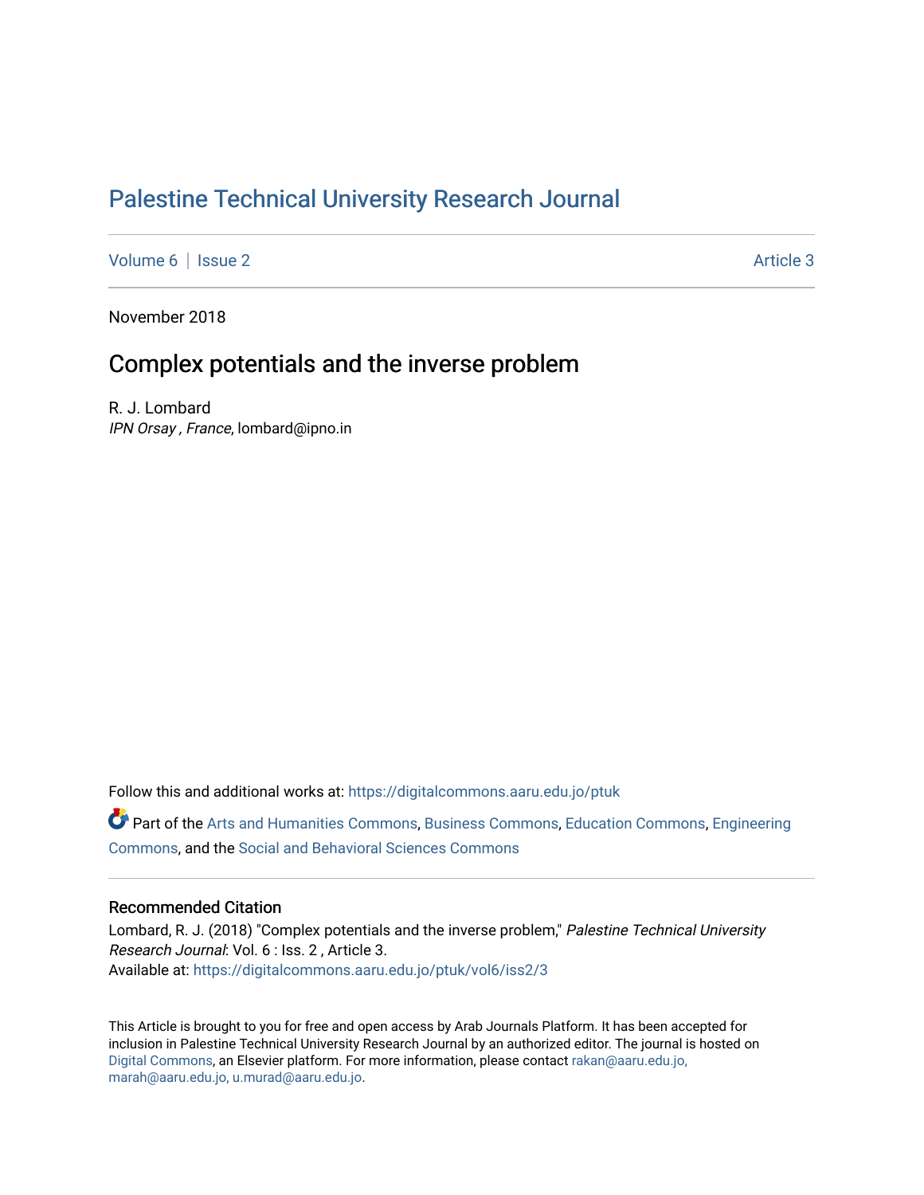# Palestine Technical University Research Journal

Volume 6 | Issue 2 Article 3

November 2018

## Complex potentials and the inverse problem

R. J. Lombard
*IPN Orsay , France*, lombard@ipno.in

Follow this and additional works at: https://digitalcommons.aaru.edu.jo/ptuk

Part of the Arts and Humanities Commons, Business Commons, Education Commons, Engineering Commons, and the Social and Behavioral Sciences Commons

### Recommended Citation

Lombard, R. J. (2018) "Complex potentials and the inverse problem," *Palestine Technical University Research Journal*: Vol. 6 : Iss. 2 , Article 3.
Available at: https://digitalcommons.aaru.edu.jo/ptuk/vol6/iss2/3

This Article is brought to you for free and open access by Arab Journals Platform. It has been accepted for inclusion in Palestine Technical University Research Journal by an authorized editor. The journal is hosted on Digital Commons, an Elsevier platform. For more information, please contact rakan@aaru.edu.jo, marah@aaru.edu.jo, u.murad@aaru.edu.jo.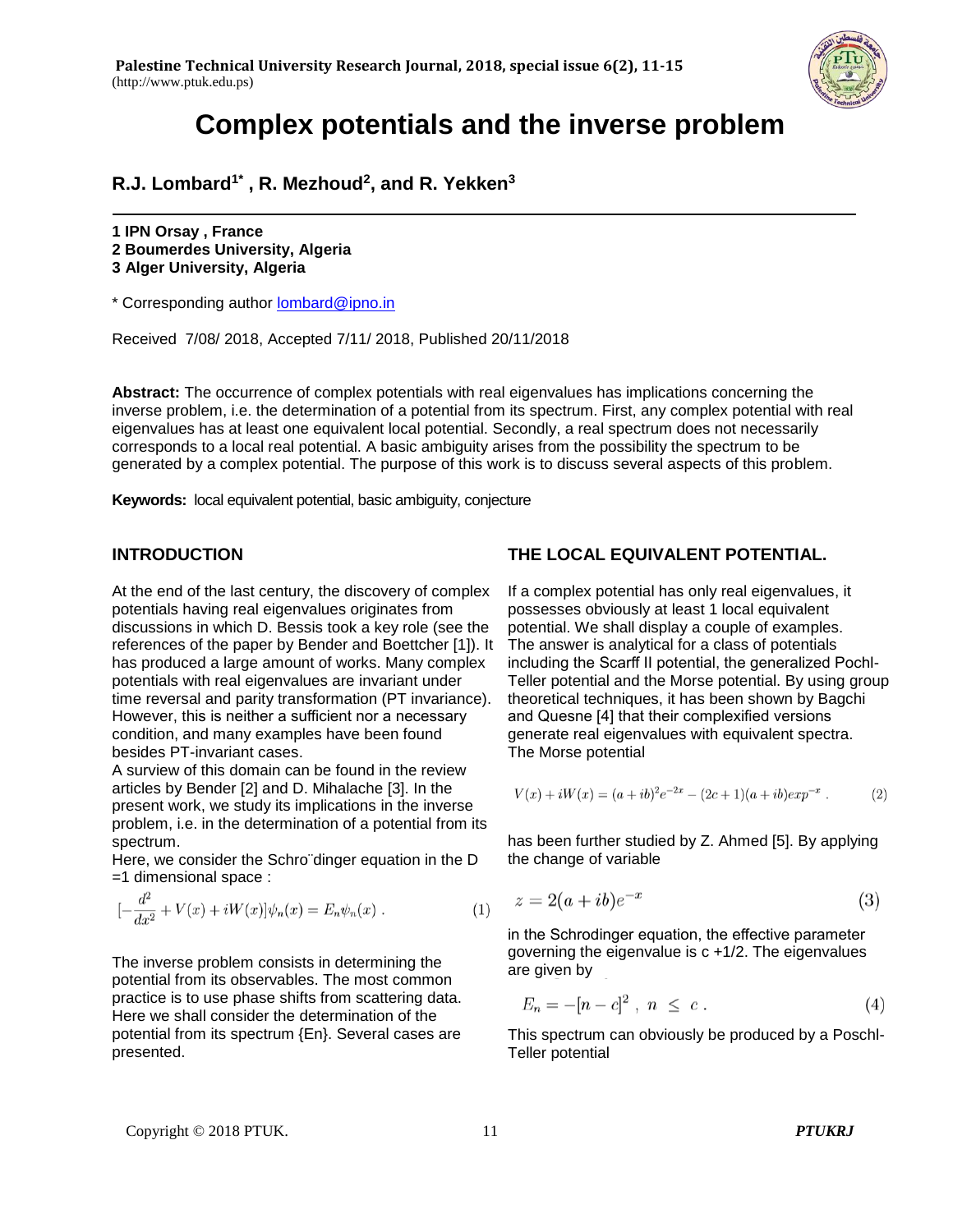# Complex potentials and the inverse problem

**R.J. Lombard[1*], R. Mezhoud[2], and R. Yekken[3]**

**1 IPN Orsay , France**
**2 Boumerdes University, Algeria**
**3 Alger University, Algeria**

* Corresponding author lombard@ipno.in

Received 7/08/ 2018, Accepted 7/11/ 2018, Published 20/11/2018

**Abstract:** The occurrence of complex potentials with real eigenvalues has implications concerning the inverse problem, i.e. the determination of a potential from its spectrum. First, any complex potential with real eigenvalues has at least one equivalent local potential. Secondly, a real spectrum does not necessarily corresponds to a local real potential. A basic ambiguity arises from the possibility the spectrum to be generated by a complex potential. The purpose of this work is to discuss several aspects of this problem.

**Keywords:** local equivalent potential, basic ambiguity, conjecture

## INTRODUCTION

At the end of the last century, the discovery of complex potentials having real eigenvalues originates from discussions in which D. Bessis took a key role (see the references of the paper by Bender and Boettcher [1]). It has produced a large amount of works. Many complex potentials with real eigenvalues are invariant under time reversal and parity transformation (PT invariance). However, this is neither a sufficient nor a necessary condition, and many examples have been found besides PT-invariant cases.

A surview of this domain can be found in the review articles by Bender [2] and D. Mihalache [3]. In the present work, we study its implications in the inverse problem, i.e. in the determination of a potential from its spectrum.

Here, we consider the Schrödinger equation in the D =1 dimensional space :

$$[-\frac{d^2}{dx^2} + V(x) + iW(x)]\psi_n(x) = E_n\psi_n(x) \ . \tag{1}$$

The inverse problem consists in determining the potential from its observables. The most common practice is to use phase shifts from scattering data. Here we shall consider the determination of the potential from its spectrum {En}. Several cases are presented.

## THE LOCAL EQUIVALENT POTENTIAL.

If a complex potential has only real eigenvalues, it possesses obviously at least 1 local equivalent potential. We shall display a couple of examples. The answer is analytical for a class of potentials including the Scarff II potential, the generalized Pochl-Teller potential and the Morse potential. By using group theoretical techniques, it has been shown by Bagchi and Quesne [4] that their complexified versions generate real eigenvalues with equivalent spectra. The Morse potential

$$V(x) + iW(x) = (a+ib)^2 e^{-2x} - (2c+1)(a+ib)exp^{-x} \ . \tag{2}$$

has been further studied by Z. Ahmed [5]. By applying the change of variable

$$z = 2(a+ib)e^{-x} \tag{3}$$

in the Schrodinger equation, the effective parameter governing the eigenvalue is c +1/2. The eigenvalues are given by

$$E_n = -[n-c]^2 \ , \ n \ \leq \ c \ . \tag{4}$$

This spectrum can obviously be produced by a Poschl-Teller potential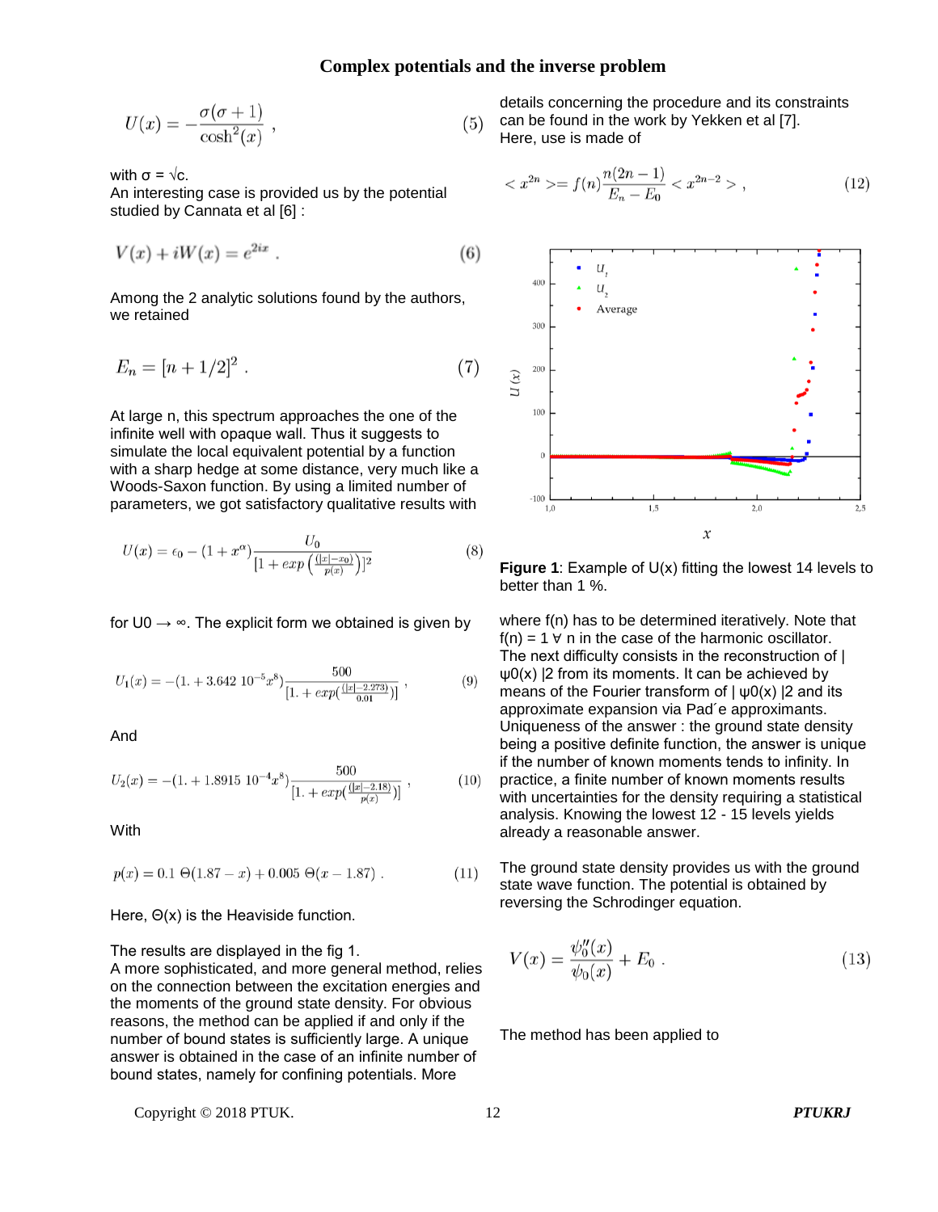$$U(x) = -\frac{\sigma(\sigma+1)}{\cosh^2(x)} \;, \tag{5}$$

with $\sigma = \sqrt{c}$.
An interesting case is provided us by the potential studied by Cannata et al [6] :

$$V(x) + iW(x) = e^{2ix} \;. \tag{6}$$

Among the 2 analytic solutions found by the authors, we retained

$$E_n = [n + 1/2]^2 \;. \tag{7}$$

At large n, this spectrum approaches the one of the infinite well with opaque wall. Thus it suggests to simulate the local equivalent potential by a function with a sharp hedge at some distance, very much like a Woods-Saxon function. By using a limited number of parameters, we got satisfactory qualitative results with

$$U(x) = \epsilon_0 - (1 + x^{\alpha})\frac{U_0}{[1 + exp\left(\frac{(|x|-x_0)}{p(x)}\right)]^2} \tag{8}$$

for $U0 \rightarrow \infty$. The explicit form we obtained is given by

$$U_1(x) = -(1. + 3.642\ 10^{-5}x^8)\frac{500}{[1. + exp(\frac{(|x|-2.273)}{0.01})]} \;, \tag{9}$$

And

$$U_2(x) = -(1. + 1.8915\ 10^{-4}x^8)\frac{500}{[1. + exp(\frac{(|x|-2.18)}{p(x)})]} \;, \tag{10}$$

With

$$p(x) = 0.1\ \Theta(1.87 - x) + 0.005\ \Theta(x - 1.87) \;. \tag{11}$$

Here, $\Theta(x)$ is the Heaviside function.

The results are displayed in the fig 1.
A more sophisticated, and more general method, relies on the connection between the excitation energies and the moments of the ground state density. For obvious reasons, the method can be applied if and only if the number of bound states is sufficiently large. A unique answer is obtained in the case of an infinite number of bound states, namely for confining potentials. More details concerning the procedure and its constraints can be found in the work by Yekken et al [7].
Here, use is made of

$$< x^{2n} >= f(n)\frac{n(2n-1)}{E_n - E_0} < x^{2n-2} > \;, \tag{12}$$

**Figure 1**: Example of U(x) fitting the lowest 14 levels to better than 1 %.

where f(n) has to be determined iteratively. Note that f(n) = 1 ∀ n in the case of the harmonic oscillator.
The next difficulty consists in the reconstruction of $|\psi_0(x)|^2$ from its moments. It can be achieved by means of the Fourier transform of $|\psi_0(x)|^2$ and its approximate expansion via Pad´e approximants.
Uniqueness of the answer : the ground state density being a positive definite function, the answer is unique if the number of known moments tends to infinity. In practice, a finite number of known moments results with uncertainties for the density requiring a statistical analysis. Knowing the lowest 12 - 15 levels yields already a reasonable answer.

The ground state density provides us with the ground state wave function. The potential is obtained by reversing the Schrodinger equation.

$$V(x) = \frac{\psi_0''(x)}{\psi_0(x)} + E_0 \;. \tag{13}$$

The method has been applied to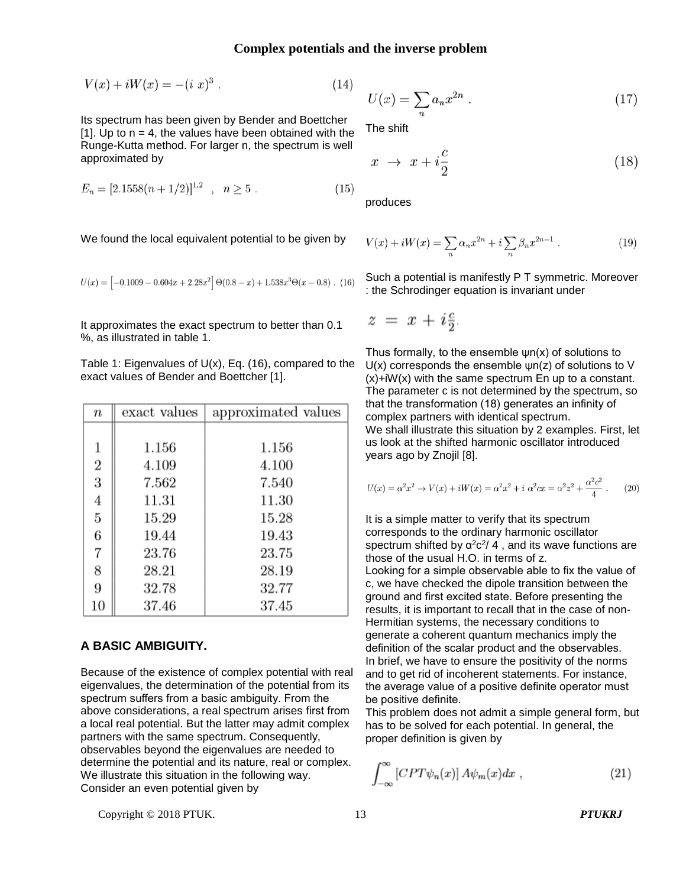$$V(x) + iW(x) = -(i\ x)^3 \ . \tag{14}$$

Its spectrum has been given by Bender and Boettcher [1]. Up to n = 4, the values have been obtained with the Runge-Kutta method. For larger n, the spectrum is well approximated by

$$E_n = [2.1558(n + 1/2)]^{1.2} \quad , \quad n \geq 5 \ . \tag{15}$$

We found the local equivalent potential to be given by

$$U(x) = \left[-0.1009 - 0.604x + 2.28x^2\right]\Theta(0.8 - x) + 1.538x^3\Theta(x - 0.8) \ . \tag{16}$$

It approximates the exact spectrum to better than 0.1 %, as illustrated in table 1.

Table 1: Eigenvalues of U(x), Eq. (16), compared to the exact values of Bender and Boettcher [1].

| $n$ | exact values | approximated values |
|---|---|---|
| 1 | 1.156 | 1.156 |
| 2 | 4.109 | 4.100 |
| 3 | 7.562 | 7.540 |
| 4 | 11.31 | 11.30 |
| 5 | 15.29 | 15.28 |
| 6 | 19.44 | 19.43 |
| 7 | 23.76 | 23.75 |
| 8 | 28.21 | 28.19 |
| 9 | 32.78 | 32.77 |
| 10 | 37.46 | 37.45 |

## A BASIC AMBIGUITY.

Because of the existence of complex potential with real eigenvalues, the determination of the potential from its spectrum suffers from a basic ambiguity. From the above considerations, a real spectrum arises first from a local real potential. But the latter may admit complex partners with the same spectrum. Consequently, observables beyond the eigenvalues are needed to determine the potential and its nature, real or complex. We illustrate this situation in the following way. Consider an even potential given by

$$U(x) = \sum_n a_n x^{2n} \ . \tag{17}$$

The shift

$$x \ \rightarrow \ x + i\frac{c}{2} \tag{18}$$

produces

$$V(x) + iW(x) = \sum_n \alpha_n x^{2n} + i\sum_n \beta_n x^{2n-1} \ . \tag{19}$$

Such a potential is manifestly P T symmetric. Moreover : the Schrodinger equation is invariant under

$$z \ = \ x + i\tfrac{c}{2}.$$

Thus formally, to the ensemble $\psi_n(x)$ of solutions to U(x) corresponds the ensemble $\psi_n(z)$ of solutions to V (x)+iW(x) with the same spectrum En up to a constant. The parameter c is not determined by the spectrum, so that the transformation (18) generates an infinity of complex partners with identical spectrum.
We shall illustrate this situation by 2 examples. First, let us look at the shifted harmonic oscillator introduced years ago by Znojil [8].

$$U(x) = \alpha^2 x^2 \rightarrow V(x) + iW(x) = \alpha^2 x^2 + i\ \alpha^2 cx = \alpha^2 z^2 + \frac{\alpha^2 c^2}{4} \ . \tag{20}$$

It is a simple matter to verify that its spectrum corresponds to the ordinary harmonic oscillator spectrum shifted by $\alpha^2 c^2/4$ , and its wave functions are those of the usual H.O. in terms of z.
Looking for a simple observable able to fix the value of c, we have checked the dipole transition between the ground and first excited state. Before presenting the results, it is important to recall that in the case of non-Hermitian systems, the necessary conditions to generate a coherent quantum mechanics imply the definition of the scalar product and the observables.
In brief, we have to ensure the positivity of the norms and to get rid of incoherent statements. For instance, the average value of a positive definite operator must be positive definite.
This problem does not admit a simple general form, but has to be solved for each potential. In general, the proper definition is given by

$$\int_{-\infty}^{\infty} [CPT\psi_n(x)]\, A\psi_m(x)dx \ , \tag{21}$$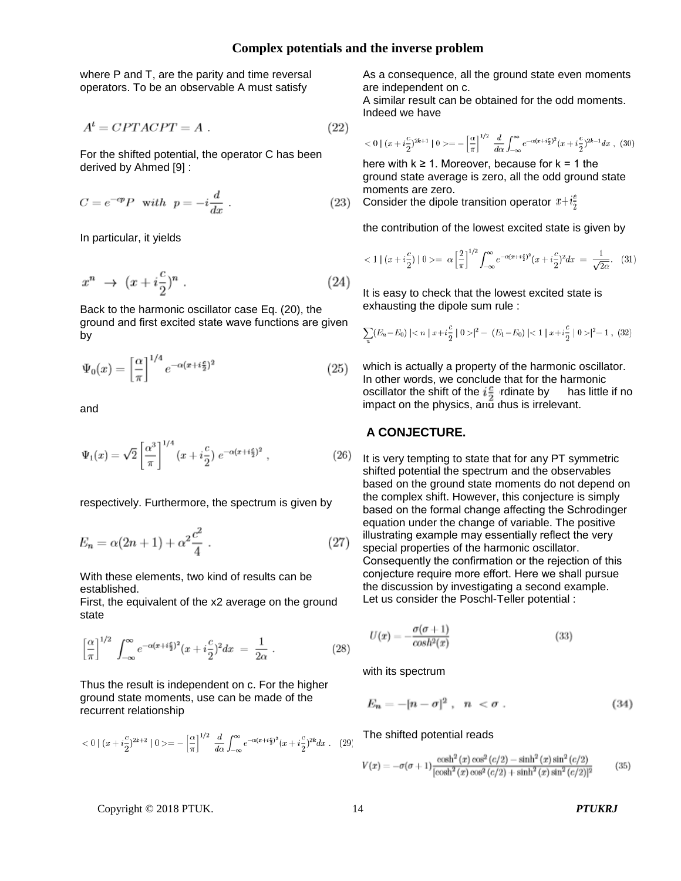where P and T, are the parity and time reversal operators. To be an observable A must satisfy

$$A^t = CPTACPT = A \ . \tag{22}$$

For the shifted potential, the operator C has been derived by Ahmed [9] :

$$C = e^{-cp}P \ \text{ with } \ p = -i\frac{d}{dx} \ . \tag{23}$$

In particular, it yields

$$x^n \ \rightarrow \ (x + i\frac{c}{2})^n \ . \tag{24}$$

Back to the harmonic oscillator case Eq. (20), the ground and first excited state wave functions are given by

$$\Psi_0(x) = \left[\frac{\alpha}{\pi}\right]^{1/4} e^{-\alpha(x+i\frac{c}{2})^2} \tag{25}$$

and

$$\Psi_1(x) = \sqrt{2}\left[\frac{\alpha^3}{\pi}\right]^{1/4} (x + i\frac{c}{2}) \ e^{-\alpha(x+i\frac{c}{2})^2} \ , \tag{26}$$

respectively. Furthermore, the spectrum is given by

$$E_n = \alpha(2n+1) + \alpha^2\frac{c^2}{4} \ . \tag{27}$$

With these elements, two kind of results can be established.
First, the equivalent of the x2 average on the ground state

$$\left[\frac{\alpha}{\pi}\right]^{1/2} \int_{-\infty}^{\infty} e^{-\alpha(x+i\frac{c}{2})^2}(x+i\frac{c}{2})^2 dx \ = \ \frac{1}{2\alpha} \ . \tag{28}$$

Thus the result is independent on c. For the higher ground state moments, use can be made of the recurrent relationship

$$<0 \mid (x+i\frac{c}{2})^{2k+2} \mid 0> = -\left[\frac{\alpha}{\pi}\right]^{1/2} \frac{d}{d\alpha}\int_{-\infty}^{\infty} e^{-\alpha(x+i\frac{c}{2})^2}(x+i\frac{c}{2})^{2k} dx \ . \tag{29}$$

As a consequence, all the ground state even moments are independent on c.
A similar result can be obtained for the odd moments. Indeed we have

$$<0 \mid (x+i\frac{c}{2})^{2k+1} \mid 0> = -\left[\frac{\alpha}{\pi}\right]^{1/2} \frac{d}{d\alpha}\int_{-\infty}^{\infty} e^{-\alpha(x+i\frac{c}{2})^2}(x+i\frac{c}{2})^{2k-1} dx \ , \tag{30}$$

here with k ≥ 1. Moreover, because for k = 1 the ground state average is zero, all the odd ground state moments are zero.
Consider the dipole transition operator $x+i\frac{c}{2}$

the contribution of the lowest excited state is given by

$$<1 \mid (x+i\frac{c}{2}) \mid 0> = \ \alpha\left[\frac{2}{\pi}\right]^{1/2} \int_{-\infty}^{\infty} e^{-\alpha(x+i\frac{c}{2})^2}(x+i\frac{c}{2})^2 dx \ = \ \frac{1}{\sqrt{2\alpha}}. \tag{31}$$

It is easy to check that the lowest excited state is exhausting the dipole sum rule :

$$\sum_n (E_n - E_0) \mid < n \mid x+i\frac{c}{2} \mid 0 > \mid^2 = \ (E_1 - E_0) \mid < 1 \mid x+i\frac{c}{2} \mid 0 > \mid^2 = 1 \ , \tag{32}$$

which is actually a property of the harmonic oscillator. In other words, we conclude that for the harmonic oscillator the shift of the $i\frac{c}{2}$ ordinate by has little if no impact on the physics, and thus is irrelevant.

## A CONJECTURE.

It is very tempting to state that for any PT symmetric shifted potential the spectrum and the observables based on the ground state moments do not depend on the complex shift. However, this conjecture is simply based on the formal change affecting the Schrodinger equation under the change of variable. The positive illustrating example may essentially reflect the very special properties of the harmonic oscillator. Consequently the confirmation or the rejection of this conjecture require more effort. Here we shall pursue the discussion by investigating a second example.
Let us consider the Poschl-Teller potential :

$$U(x) = -\frac{\sigma(\sigma+1)}{cosh^2(x)} \tag{33}$$

with its spectrum

$$E_n = -[n-\sigma]^2 \ , \ \ n \ < \sigma \ . \tag{34}$$

The shifted potential reads

$$V(x) = -\sigma(\sigma+1)\frac{\cosh^2(x)\cos^2(c/2) - \sinh^2(x)\sin^2(c/2)}{[\cosh^2(x)\cos^2(c/2) + \sinh^2(x)\sin^2(c/2)]^2} \tag{35}$$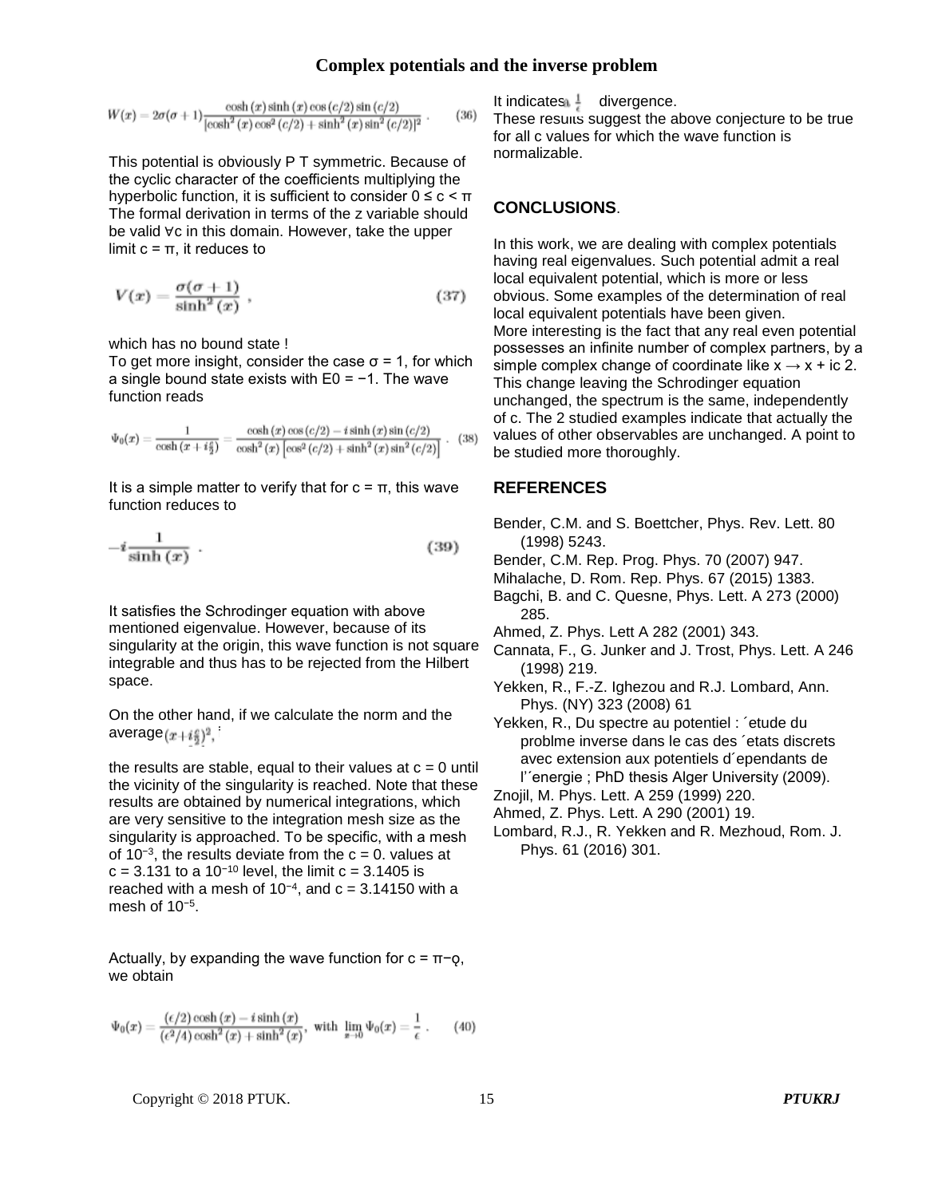$$W(x) = 2\sigma(\sigma+1)\frac{\cosh(x)\sinh(x)\cos(c/2)\sin(c/2)}{[\cosh^2(x)\cos^2(c/2)+\sinh^2(x)\sin^2(c/2)]^2} \; . \qquad (36)$$

This potential is obviously P T symmetric. Because of the cyclic character of the coefficients multiplying the hyperbolic function, it is sufficient to consider $0 \le c < \pi$ The formal derivation in terms of the z variable should be valid ∀c in this domain. However, take the upper limit $c = \pi$, it reduces to

$$V(x) = \frac{\sigma(\sigma+1)}{\sinh^2(x)} \; , \qquad (37)$$

which has no bound state !

To get more insight, consider the case $\sigma = 1$, for which a single bound state exists with $E0 = -1$. The wave function reads

$$\Psi_0(x) = \frac{1}{\cosh(x+i\frac{c}{2})} = \frac{\cosh(x)\cos(c/2) - i\sinh(x)\sin(c/2)}{\cosh^2(x)\left[\cos^2(c/2)+\sinh^2(x)\sin^2(c/2)\right]} \; . \quad (38)$$

It is a simple matter to verify that for $c = \pi$, this wave function reduces to

$$-i\frac{1}{\sinh(x)} \; . \qquad (39)$$

It satisfies the Schrodinger equation with above mentioned eigenvalue. However, because of its singularity at the origin, this wave function is not square integrable and thus has to be rejected from the Hilbert space.

On the other hand, if we calculate the norm and the average $(x+i\frac{c}{2})^2$,

the results are stable, equal to their values at $c = 0$ until the vicinity of the singularity is reached. Note that these results are obtained by numerical integrations, which are very sensitive to the integration mesh size as the singularity is approached. To be specific, with a mesh of $10^{-3}$, the results deviate from the $c = 0$. values at $c = 3.131$ to a $10^{-10}$ level, the limit $c = 3.1405$ is reached with a mesh of $10^{-4}$, and $c = 3.14150$ with a mesh of $10^{-5}$.

Actually, by expanding the wave function for $c = \pi - \epsilon$, we obtain

$$\Psi_0(x) = \frac{(\epsilon/2)\cosh(x) - i\sinh(x)}{(\epsilon^2/4)\cosh^2(x)+\sinh^2(x)}, \text{ with } \lim_{x\to 0}\Psi_0(x) = \frac{1}{\epsilon} \; . \qquad (40)$$

It indicates a $\frac{1}{\epsilon}$ divergence.

These results suggest the above conjecture to be true for all c values for which the wave function is normalizable.

## CONCLUSIONS.

In this work, we are dealing with complex potentials having real eigenvalues. Such potential admit a real local equivalent potential, which is more or less obvious. Some examples of the determination of real local equivalent potentials have been given.

More interesting is the fact that any real even potential possesses an infinite number of complex partners, by a simple complex change of coordinate like $x \to x + ic$ 2. This change leaving the Schrodinger equation unchanged, the spectrum is the same, independently of c. The 2 studied examples indicate that actually the values of other observables are unchanged. A point to be studied more thoroughly.

## REFERENCES

Bender, C.M. and S. Boettcher, Phys. Rev. Lett. 80 (1998) 5243.

Bender, C.M. Rep. Prog. Phys. 70 (2007) 947.

Mihalache, D. Rom. Rep. Phys. 67 (2015) 1383.

Bagchi, B. and C. Quesne, Phys. Lett. A 273 (2000) 285.

Ahmed, Z. Phys. Lett A 282 (2001) 343.

Cannata, F., G. Junker and J. Trost, Phys. Lett. A 246 (1998) 219.

Yekken, R., F.-Z. Ighezou and R.J. Lombard, Ann. Phys. (NY) 323 (2008) 61

Yekken, R., Du spectre au potentiel : ´etude du problme inverse dans le cas des ´etats discrets avec extension aux potentiels d´ependants de l'´energie ; PhD thesis Alger University (2009).

Znojil, M. Phys. Lett. A 259 (1999) 220.

Ahmed, Z. Phys. Lett. A 290 (2001) 19.

Lombard, R.J., R. Yekken and R. Mezhoud, Rom. J. Phys. 61 (2016) 301.